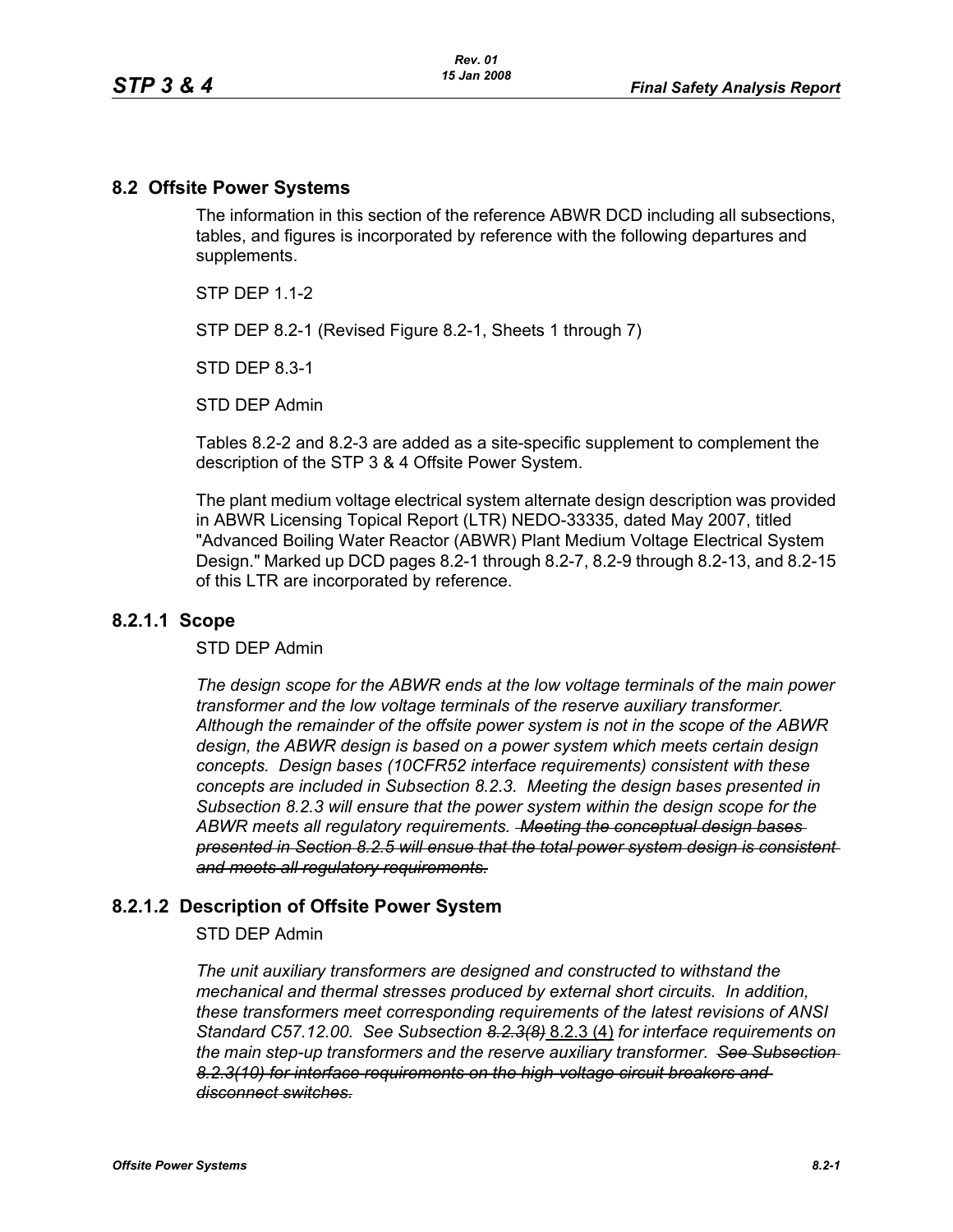## 8.2 Offsite Power Systems

The information in this section of the reference ABWR DCD including all subsections, tables, and figures is incorporated by reference with the following departures and supplements.

STP DEP 1.1-2

STP DEP 8.2-1 (Revised Figure 8.2-1, Sheets 1 through 7)

STD DEP 8.3-1

STD DEP Admin

Tables 8.2-2 and 8.2-3 are added as a site-specific supplement to complement the description of the STP 3 & 4 Offsite Power System.

The plant medium voltage electrical system alternate design description was provided in ABWR Licensing Topical Report (LTR) NEDO-33335, dated May 2007, titled "Advanced Boiling Water Reactor (ABWR) Plant Medium Voltage Electrical System Design." Marked up DCD pages 8.2-1 through 8.2-7, 8.2-9 through 8.2-13, and 8.2-15 of this LTR are incorporated by reference.

### 8.2.1.1 Scope

STD DEP Admin

*The design scope for the ABWR ends at the low voltage terminals of the main power transformer and the low voltage terminals of the reserve auxiliary transformer. Although the remainder of the offsite power system is not in the scope of the ABWR design, the ABWR design is based on a power system which meets certain design concepts. Design bases (10CFR52 interface requirements) consistent with these concepts are included in Subsection 8.2.3. Meeting the design bases presented in Subsection 8.2.3 will ensure that the power system within the scope for the ABWR meets all regulatory requirements.* ~~*Meeting the conceptual design bases presented in Section 8.2.5 will ensue that the total power system design is consistent and meets all regulatory requirements.*~~

### 8.2.1.2 Description of Offsite Power System

STD DEP Admin

*The unit auxiliary transformers are designed and constructed to withstand the mechanical and thermal stresses produced by external short circuits. In addition, these transformers meet corresponding requirements of the latest revisions of ANSI Standard C57.12.00. See Subsection* ~~*8.2.3(8)*~~ 8.2.3 (4) *for interface requirements on the main step-up transformers and the reserve auxiliary transformer.* ~~*See Subsection 8.2.3(10) for interface requirements on the high-voltage circuit breakers and disconnect switches.*~~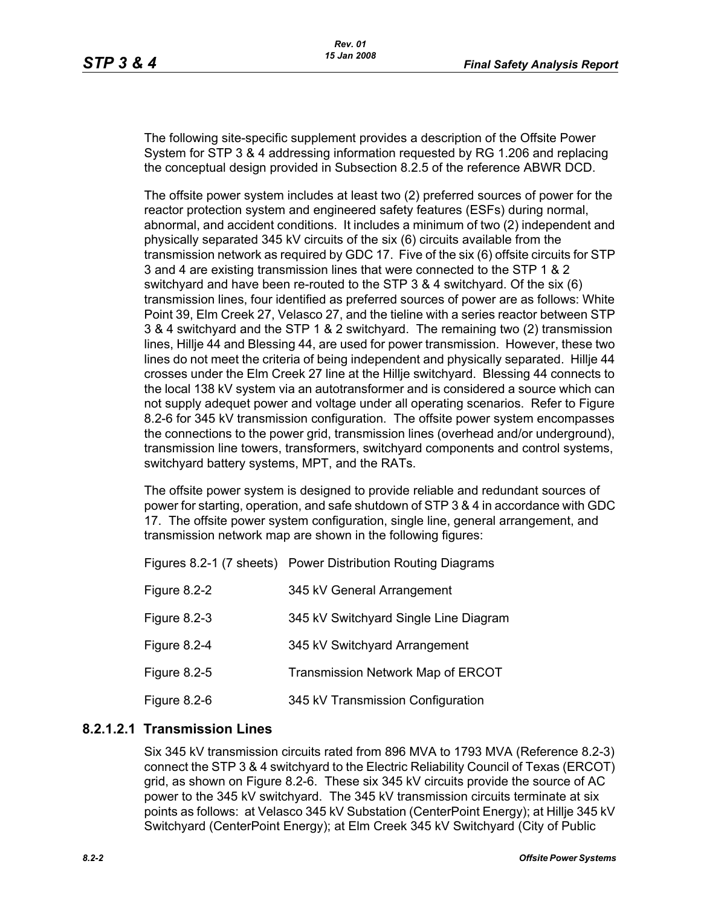The following site-specific supplement provides a description of the Offsite Power System for STP 3 & 4 addressing information requested by RG 1.206 and replacing the conceptual design provided in Subsection 8.2.5 of the reference ABWR DCD.

The offsite power system includes at least two (2) preferred sources of power for the reactor protection system and engineered safety features (ESFs) during normal, abnormal, and accident conditions. It includes a minimum of two (2) independent and physically separated 345 kV circuits of the six (6) circuits available from the transmission network as required by GDC 17. Five of the six (6) offsite circuits for STP 3 and 4 are existing transmission lines that were connected to the STP 1 & 2 switchyard and have been re-routed to the STP 3 & 4 switchyard. Of the six (6) transmission lines, four identified as preferred sources of power are as follows: White Point 39, Elm Creek 27, Velasco 27, and the tieline with a series reactor between STP 3 & 4 switchyard and the STP 1 & 2 switchyard. The remaining two (2) transmission lines, Hillje 44 and Blessing 44, are used for power transmission. However, these two lines do not meet the criteria of being independent and physically separated. Hillje 44 crosses under the Elm Creek 27 line at the Hillje switchyard. Blessing 44 connects to the local 138 kV system via an autotransformer and is considered a source which can not supply adequet power and voltage under all operating scenarios. Refer to Figure 8.2-6 for 345 kV transmission configuration. The offsite power system encompasses the connections to the power grid, transmission lines (overhead and/or underground), transmission line towers, transformers, switchyard components and control systems, switchyard battery systems, MPT, and the RATs.

The offsite power system is designed to provide reliable and redundant sources of power for starting, operation, and safe shutdown of STP 3 & 4 in accordance with GDC 17. The offsite power system configuration, single line, general arrangement, and transmission network map are shown in the following figures:

| | |
|---|---|
| Figures 8.2-1 (7 sheets) | Power Distribution Routing Diagrams |
| Figure 8.2-2 | 345 kV General Arrangement |
| Figure 8.2-3 | 345 kV Switchyard Single Line Diagram |
| Figure 8.2-4 | 345 kV Switchyard Arrangement |
| Figure 8.2-5 | Transmission Network Map of ERCOT |
| Figure 8.2-6 | 345 kV Transmission Configuration |

### 8.2.1.2.1 Transmission Lines

Six 345 kV transmission circuits rated from 896 MVA to 1793 MVA (Reference 8.2-3) connect the STP 3 & 4 switchyard to the Electric Reliability Council of Texas (ERCOT) grid, as shown on Figure 8.2-6. These six 345 kV circuits provide the source of AC power to the 345 kV switchyard. The 345 kV transmission circuits terminate at six points as follows: at Velasco 345 kV Substation (CenterPoint Energy); at Hillje 345 kV Switchyard (CenterPoint Energy); at Elm Creek 345 kV Switchyard (City of Public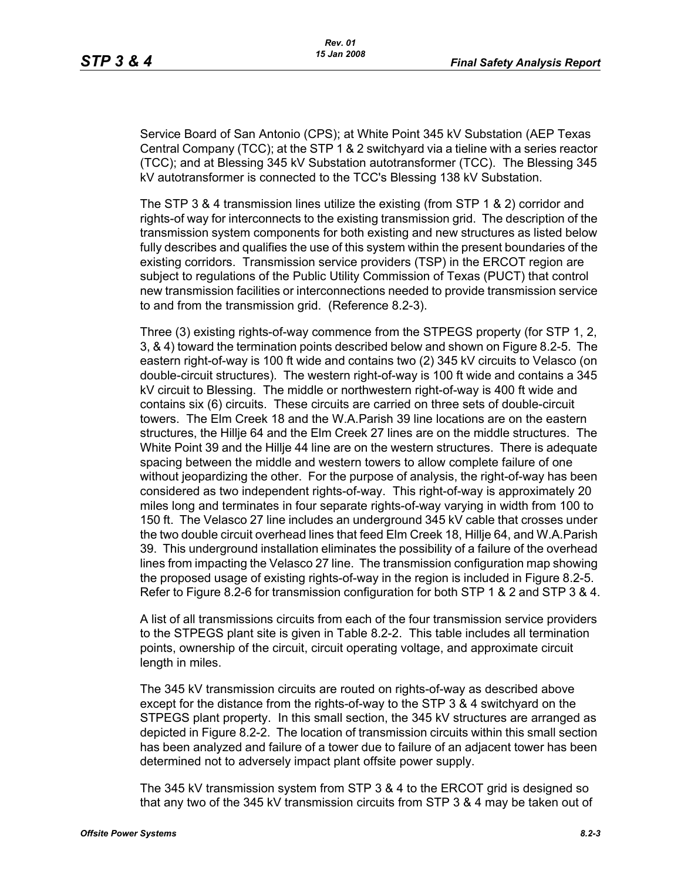Service Board of San Antonio (CPS); at White Point 345 kV Substation (AEP Texas Central Company (TCC); at the STP 1 & 2 switchyard via a tieline with a series reactor (TCC); and at Blessing 345 kV Substation autotransformer (TCC). The Blessing 345 kV autotransformer is connected to the TCC's Blessing 138 kV Substation.

The STP 3 & 4 transmission lines utilize the existing (from STP 1 & 2) corridor and rights-of way for interconnects to the existing transmission grid. The description of the transmission system components for both existing and new structures as listed below fully describes and qualifies the use of this system within the present boundaries of the existing corridors. Transmission service providers (TSP) in the ERCOT region are subject to regulations of the Public Utility Commission of Texas (PUCT) that control new transmission facilities or interconnections needed to provide transmission service to and from the transmission grid. (Reference 8.2-3).

Three (3) existing rights-of-way commence from the STPEGS property (for STP 1, 2, 3, & 4) toward the termination points described below and shown on Figure 8.2-5. The eastern right-of-way is 100 ft wide and contains two (2) 345 kV circuits to Velasco (on double-circuit structures). The western right-of-way is 100 ft wide and contains a 345 kV circuit to Blessing. The middle or northwestern right-of-way is 400 ft wide and contains six (6) circuits. These circuits are carried on three sets of double-circuit towers. The Elm Creek 18 and the W.A.Parish 39 line locations are on the eastern structures, the Hillje 64 and the Elm Creek 27 lines are on the middle structures. The White Point 39 and the Hillje 44 line are on the western structures. There is adequate spacing between the middle and western towers to allow complete failure of one without jeopardizing the other. For the purpose of analysis, the right-of-way has been considered as two independent rights-of-way. This right-of-way is approximately 20 miles long and terminates in four separate rights-of-way varying in width from 100 to 150 ft. The Velasco 27 line includes an underground 345 kV cable that crosses under the two double circuit overhead lines that feed Elm Creek 18, Hillje 64, and W.A.Parish 39. This underground installation eliminates the possibility of a failure of the overhead lines from impacting the Velasco 27 line. The transmission configuration map showing the proposed usage of existing rights-of-way in the region is included in Figure 8.2-5. Refer to Figure 8.2-6 for transmission configuration for both STP 1 & 2 and STP 3 & 4.

A list of all transmissions circuits from each of the four transmission service providers to the STPEGS plant site is given in Table 8.2-2. This table includes all termination points, ownership of the circuit, circuit operating voltage, and approximate circuit length in miles.

The 345 kV transmission circuits are routed on rights-of-way as described above except for the distance from the rights-of-way to the STP 3 & 4 switchyard on the STPEGS plant property. In this small section, the 345 kV structures are arranged as depicted in Figure 8.2-2. The location of transmission circuits within this small section has been analyzed and failure of a tower due to failure of an adjacent tower has been determined not to adversely impact plant offsite power supply.

The 345 kV transmission system from STP 3 & 4 to the ERCOT grid is designed so that any two of the 345 kV transmission circuits from STP 3 & 4 may be taken out of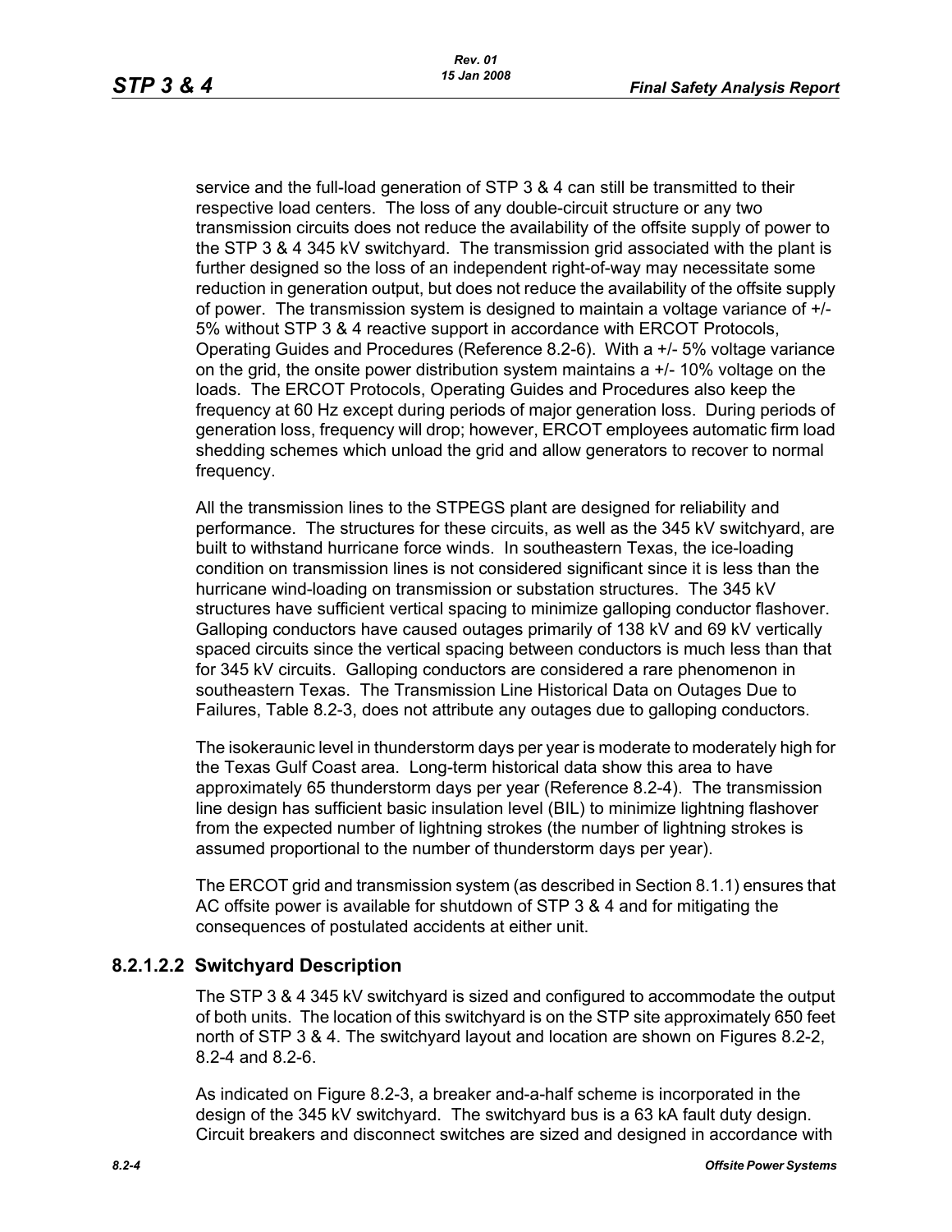service and the full-load generation of STP 3 & 4 can still be transmitted to their respective load centers. The loss of any double-circuit structure or any two transmission circuits does not reduce the availability of the offsite supply of power to the STP 3 & 4 345 kV switchyard. The transmission grid associated with the plant is further designed so the loss of an independent right-of-way may necessitate some reduction in generation output, but does not reduce the availability of the offsite supply of power. The transmission system is designed to maintain a voltage variance of +/- 5% without STP 3 & 4 reactive support in accordance with ERCOT Protocols, Operating Guides and Procedures (Reference 8.2-6). With a +/- 5% voltage variance on the grid, the onsite power distribution system maintains a +/- 10% voltage on the loads. The ERCOT Protocols, Operating Guides and Procedures also keep the frequency at 60 Hz except during periods of major generation loss. During periods of generation loss, frequency will drop; however, ERCOT employees automatic firm load shedding schemes which unload the grid and allow generators to recover to normal frequency.

All the transmission lines to the STPEGS plant are designed for reliability and performance. The structures for these circuits, as well as the 345 kV switchyard, are built to withstand hurricane force winds. In southeastern Texas, the ice-loading condition on transmission lines is not considered significant since it is less than the hurricane wind-loading on transmission or substation structures. The 345 kV structures have sufficient vertical spacing to minimize galloping conductor flashover. Galloping conductors have caused outages primarily of 138 kV and 69 kV vertically spaced circuits since the vertical spacing between conductors is much less than that for 345 kV circuits. Galloping conductors are considered a rare phenomenon in southeastern Texas. The Transmission Line Historical Data on Outages Due to Failures, Table 8.2-3, does not attribute any outages due to galloping conductors.

The isokeraunic level in thunderstorm days per year is moderate to moderately high for the Texas Gulf Coast area. Long-term historical data show this area to have approximately 65 thunderstorm days per year (Reference 8.2-4). The transmission line design has sufficient basic insulation level (BIL) to minimize lightning flashover from the expected number of lightning strokes (the number of lightning strokes is assumed proportional to the number of thunderstorm days per year).

The ERCOT grid and transmission system (as described in Section 8.1.1) ensures that AC offsite power is available for shutdown of STP 3 & 4 and for mitigating the consequences of postulated accidents at either unit.

#### 8.2.1.2.2 Switchyard Description

The STP 3 & 4 345 kV switchyard is sized and configured to accommodate the output of both units. The location of this switchyard is on the STP site approximately 650 feet north of STP 3 & 4. The switchyard layout and location are shown on Figures 8.2-2, 8.2-4 and 8.2-6.

As indicated on Figure 8.2-3, a breaker and-a-half scheme is incorporated in the design of the 345 kV switchyard. The switchyard bus is a 63 kA fault duty design. Circuit breakers and disconnect switches are sized and designed in accordance with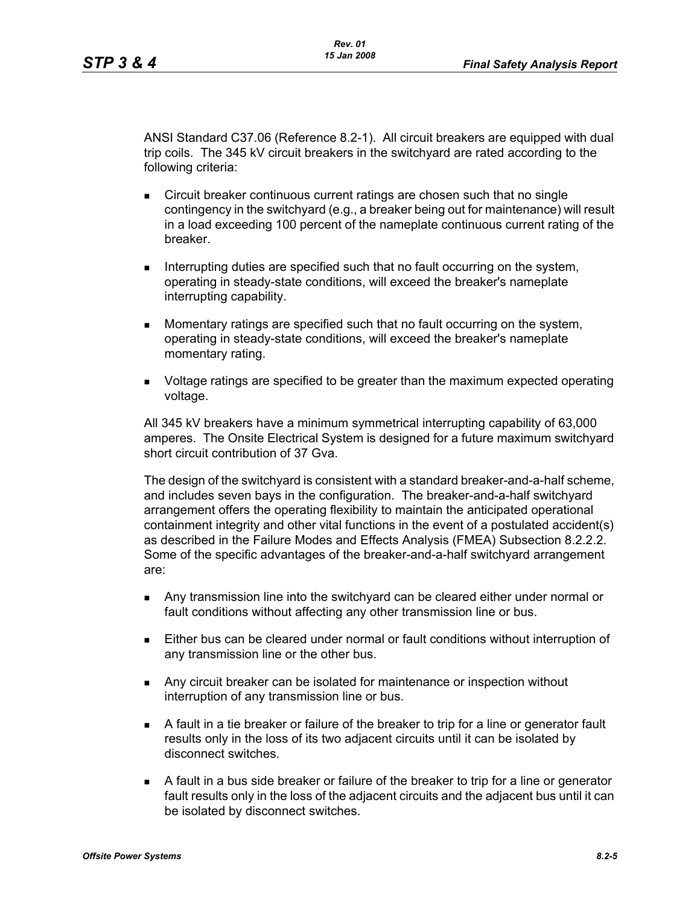ANSI Standard C37.06 (Reference 8.2-1). All circuit breakers are equipped with dual trip coils. The 345 kV circuit breakers in the switchyard are rated according to the following criteria:

- Circuit breaker continuous current ratings are chosen such that no single contingency in the switchyard (e.g., a breaker being out for maintenance) will result in a load exceeding 100 percent of the nameplate continuous current rating of the breaker.
- Interrupting duties are specified such that no fault occurring on the system, operating in steady-state conditions, will exceed the breaker's nameplate interrupting capability.
- Momentary ratings are specified such that no fault occurring on the system, operating in steady-state conditions, will exceed the breaker's nameplate momentary rating.
- Voltage ratings are specified to be greater than the maximum expected operating voltage.

All 345 kV breakers have a minimum symmetrical interrupting capability of 63,000 amperes. The Onsite Electrical System is designed for a future maximum switchyard short circuit contribution of 37 Gva.

The design of the switchyard is consistent with a standard breaker-and-a-half scheme, and includes seven bays in the configuration. The breaker-and-a-half switchyard arrangement offers the operating flexibility to maintain the anticipated operational containment integrity and other vital functions in the event of a postulated accident(s) as described in the Failure Modes and Effects Analysis (FMEA) Subsection 8.2.2.2. Some of the specific advantages of the breaker-and-a-half switchyard arrangement are:

- Any transmission line into the switchyard can be cleared either under normal or fault conditions without affecting any other transmission line or bus.
- Either bus can be cleared under normal or fault conditions without interruption of any transmission line or the other bus.
- Any circuit breaker can be isolated for maintenance or inspection without interruption of any transmission line or bus.
- A fault in a tie breaker or failure of the breaker to trip for a line or generator fault results only in the loss of its two adjacent circuits until it can be isolated by disconnect switches.
- A fault in a bus side breaker or failure of the breaker to trip for a line or generator fault results only in the loss of the adjacent circuits and the adjacent bus until it can be isolated by disconnect switches.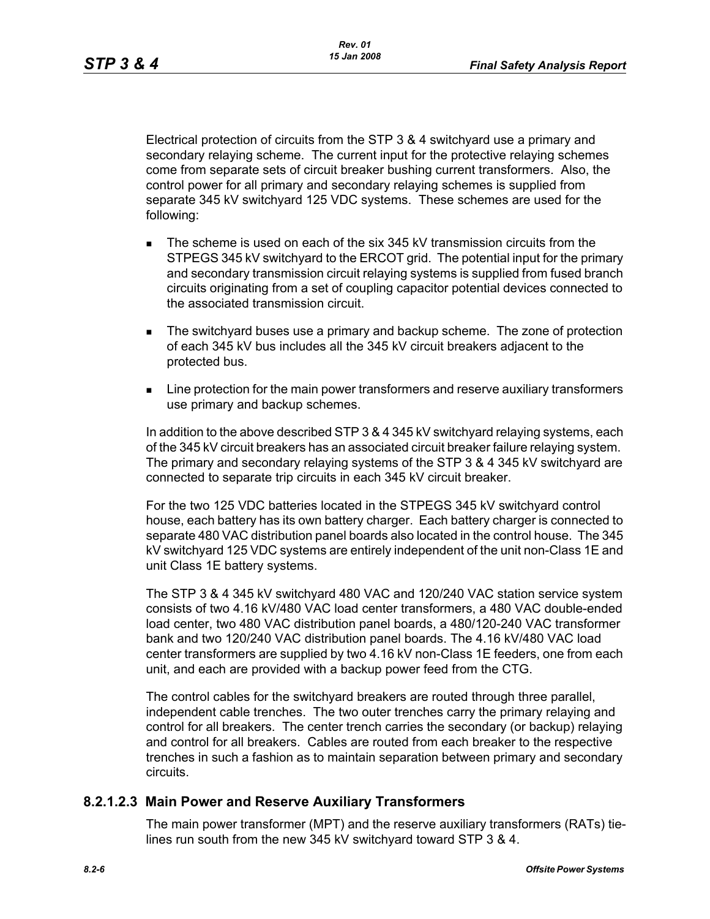Electrical protection of circuits from the STP 3 & 4 switchyard use a primary and secondary relaying scheme. The current input for the protective relaying schemes come from separate sets of circuit breaker bushing current transformers. Also, the control power for all primary and secondary relaying schemes is supplied from separate 345 kV switchyard 125 VDC systems. These schemes are used for the following:

- The scheme is used on each of the six 345 kV transmission circuits from the STPEGS 345 kV switchyard to the ERCOT grid. The potential input for the primary and secondary transmission circuit relaying systems is supplied from fused branch circuits originating from a set of coupling capacitor potential devices connected to the associated transmission circuit.
- The switchyard buses use a primary and backup scheme. The zone of protection of each 345 kV bus includes all the 345 kV circuit breakers adjacent to the protected bus.
- Line protection for the main power transformers and reserve auxiliary transformers use primary and backup schemes.

In addition to the above described STP 3 & 4 345 kV switchyard relaying systems, each of the 345 kV circuit breakers has an associated circuit breaker failure relaying system. The primary and secondary relaying systems of the STP 3 & 4 345 kV switchyard are connected to separate trip circuits in each 345 kV circuit breaker.

For the two 125 VDC batteries located in the STPEGS 345 kV switchyard control house, each battery has its own battery charger. Each battery charger is connected to separate 480 VAC distribution panel boards also located in the control house. The 345 kV switchyard 125 VDC systems are entirely independent of the unit non-Class 1E and unit Class 1E battery systems.

The STP 3 & 4 345 kV switchyard 480 VAC and 120/240 VAC station service system consists of two 4.16 kV/480 VAC load center transformers, a 480 VAC double-ended load center, two 480 VAC distribution panel boards, a 480/120-240 VAC transformer bank and two 120/240 VAC distribution panel boards. The 4.16 kV/480 VAC load center transformers are supplied by two 4.16 kV non-Class 1E feeders, one from each unit, and each are provided with a backup power feed from the CTG.

The control cables for the switchyard breakers are routed through three parallel, independent cable trenches. The two outer trenches carry the primary relaying and control for all breakers. The center trench carries the secondary (or backup) relaying and control for all breakers. Cables are routed from each breaker to the respective trenches in such a fashion as to maintain separation between primary and secondary circuits.

### 8.2.1.2.3 Main Power and Reserve Auxiliary Transformers

The main power transformer (MPT) and the reserve auxiliary transformers (RATs) tie-lines run south from the new 345 kV switchyard toward STP 3 & 4.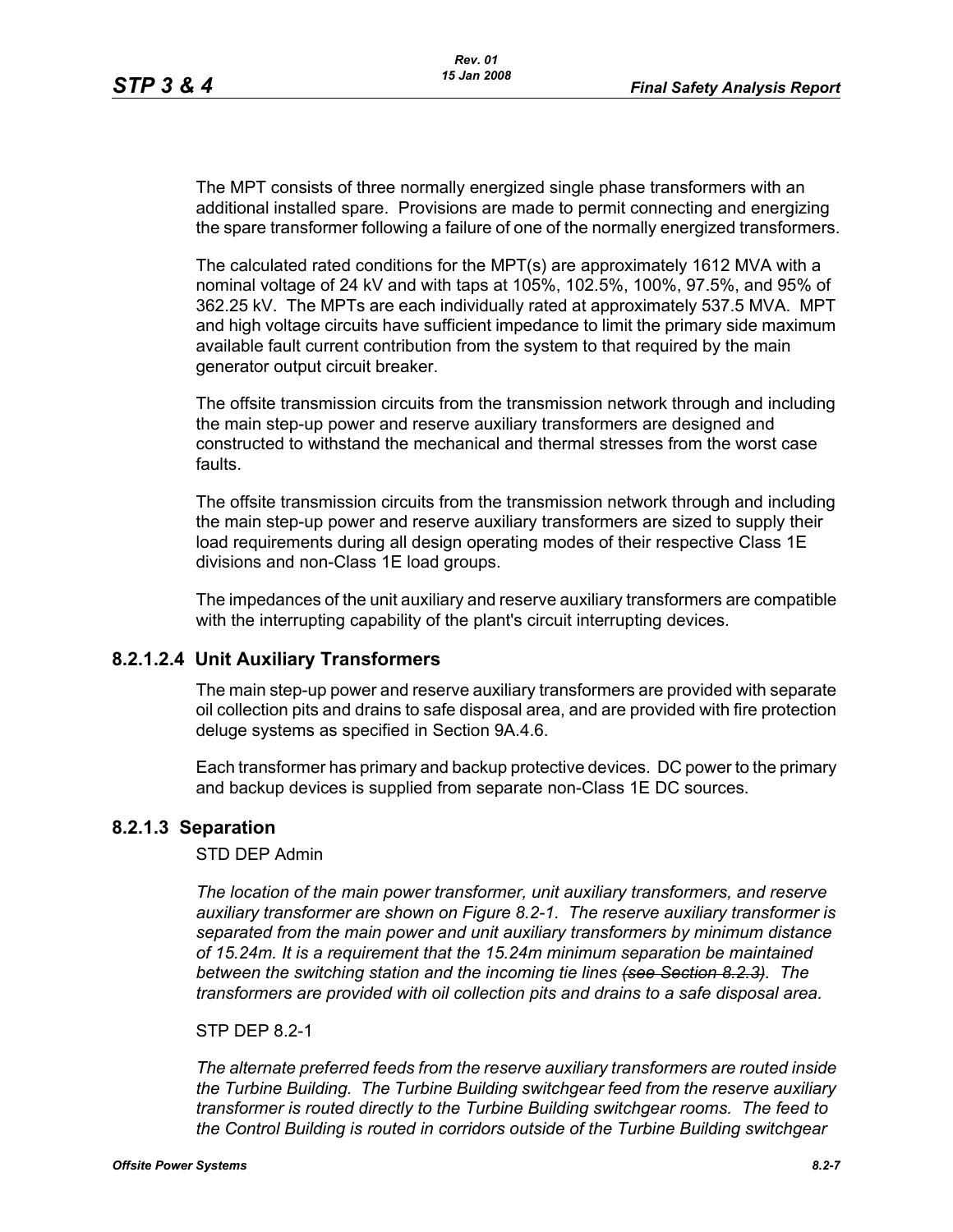The MPT consists of three normally energized single phase transformers with an additional installed spare. Provisions are made to permit connecting and energizing the spare transformer following a failure of one of the normally energized transformers.

The calculated rated conditions for the MPT(s) are approximately 1612 MVA with a nominal voltage of 24 kV and with taps at 105%, 102.5%, 100%, 97.5%, and 95% of 362.25 kV. The MPTs are each individually rated at approximately 537.5 MVA. MPT and high voltage circuits have sufficient impedance to limit the primary side maximum available fault current contribution from the system to that required by the main generator output circuit breaker.

The offsite transmission circuits from the transmission network through and including the main step-up power and reserve auxiliary transformers are designed and constructed to withstand the mechanical and thermal stresses from the worst case faults.

The offsite transmission circuits from the transmission network through and including the main step-up power and reserve auxiliary transformers are sized to supply their load requirements during all design operating modes of their respective Class 1E divisions and non-Class 1E load groups.

The impedances of the unit auxiliary and reserve auxiliary transformers are compatible with the interrupting capability of the plant's circuit interrupting devices.

#### 8.2.1.2.4 Unit Auxiliary Transformers

The main step-up power and reserve auxiliary transformers are provided with separate oil collection pits and drains to safe disposal area, and are provided with fire protection deluge systems as specified in Section 9A.4.6.

Each transformer has primary and backup protective devices. DC power to the primary and backup devices is supplied from separate non-Class 1E DC sources.

### 8.2.1.3 Separation

STD DEP Admin

*The location of the main power transformer, unit auxiliary transformers, and reserve auxiliary transformer are shown on Figure 8.2-1. The reserve auxiliary transformer is separated from the main power and unit auxiliary transformers by minimum distance of 15.24m. It is a requirement that the 15.24m minimum separation be maintained between the switching station and the incoming tie lines ~~(see Section 8.2.3)~~. The transformers are provided with oil collection pits and drains to a safe disposal area.*

STP DEP 8.2-1

*The alternate preferred feeds from the reserve auxiliary transformers are routed inside the Turbine Building. The Turbine Building switchgear feed from the reserve auxiliary transformer is routed directly to the Turbine Building switchgear rooms. The feed to the Control Building is routed in corridors outside of the Turbine Building switchgear*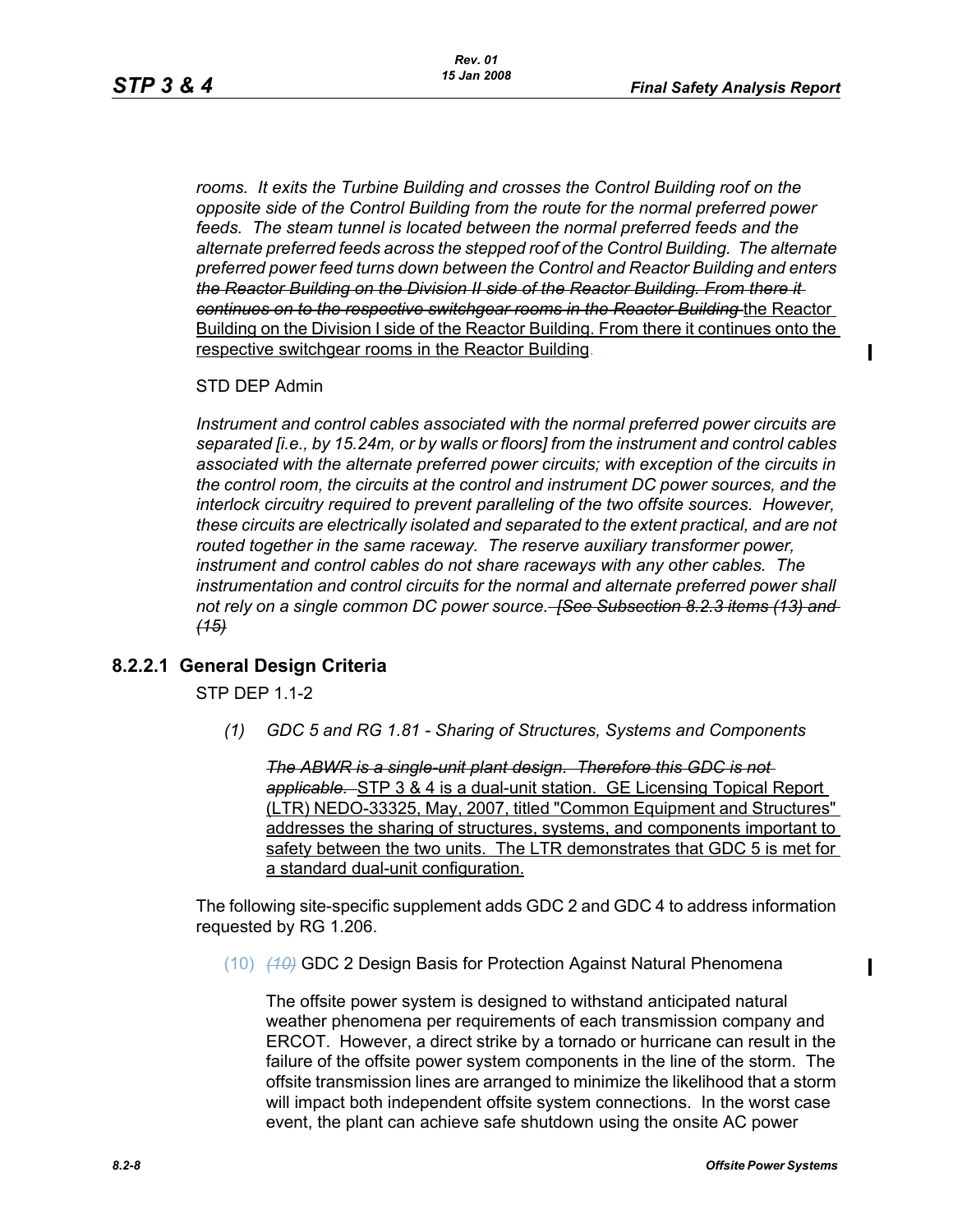*rooms. It exits the Turbine Building and crosses the Control Building roof on the opposite side of the Control Building from the route for the normal preferred power feeds. The steam tunnel is located between the normal preferred feeds and the alternate preferred feeds across the stepped roof of the Control Building. The alternate preferred power feed turns down between the Control and Reactor Building and enters ~~the Reactor Building on the Division II side of the Reactor Building. From there it continues on to the respective switchgear rooms in the Reactor Building~~* the Reactor Building on the Division I side of the Reactor Building. From there it continues onto the respective switchgear rooms in the Reactor Building.

STD DEP Admin

*Instrument and control cables associated with the normal preferred power circuits are separated [i.e., by 15.24m, or by walls or floors] from the instrument and control cables associated with the alternate preferred power circuits; with exception of the circuits in the control room, the circuits at the control and instrument DC power sources, and the interlock circuitry required to prevent paralleling of the two offsite sources. However, these circuits are electrically isolated and separated to the extent practical, and are not routed together in the same raceway. The reserve auxiliary transformer power, instrument and control cables do not share raceways with any other cables. The instrumentation and control circuits for the normal and alternate preferred power shall not rely on a single common DC power source. ~~[See Subsection 8.2.3 items (13) and (15)~~*

### 8.2.2.1 General Design Criteria

STP DEP 1.1-2

*(1) GDC 5 and RG 1.81 - Sharing of Structures, Systems and Components*

~~*The ABWR is a single-unit plant design. Therefore this GDC is not applicable.*~~ STP 3 & 4 is a dual-unit station. GE Licensing Topical Report (LTR) NEDO-33325, May, 2007, titled "Common Equipment and Structures" addresses the sharing of structures, systems, and components important to safety between the two units. The LTR demonstrates that GDC 5 is met for a standard dual-unit configuration.

The following site-specific supplement adds GDC 2 and GDC 4 to address information requested by RG 1.206.

(10) ~~*(10)*~~ GDC 2 Design Basis for Protection Against Natural Phenomena

The offsite power system is designed to withstand anticipated natural weather phenomena per requirements of each transmission company and ERCOT. However, a direct strike by a tornado or hurricane can result in the failure of the offsite power system components in the line of the storm. The offsite transmission lines are arranged to minimize the likelihood that a storm will impact both independent offsite system connections. In the worst case event, the plant can achieve safe shutdown using the onsite AC power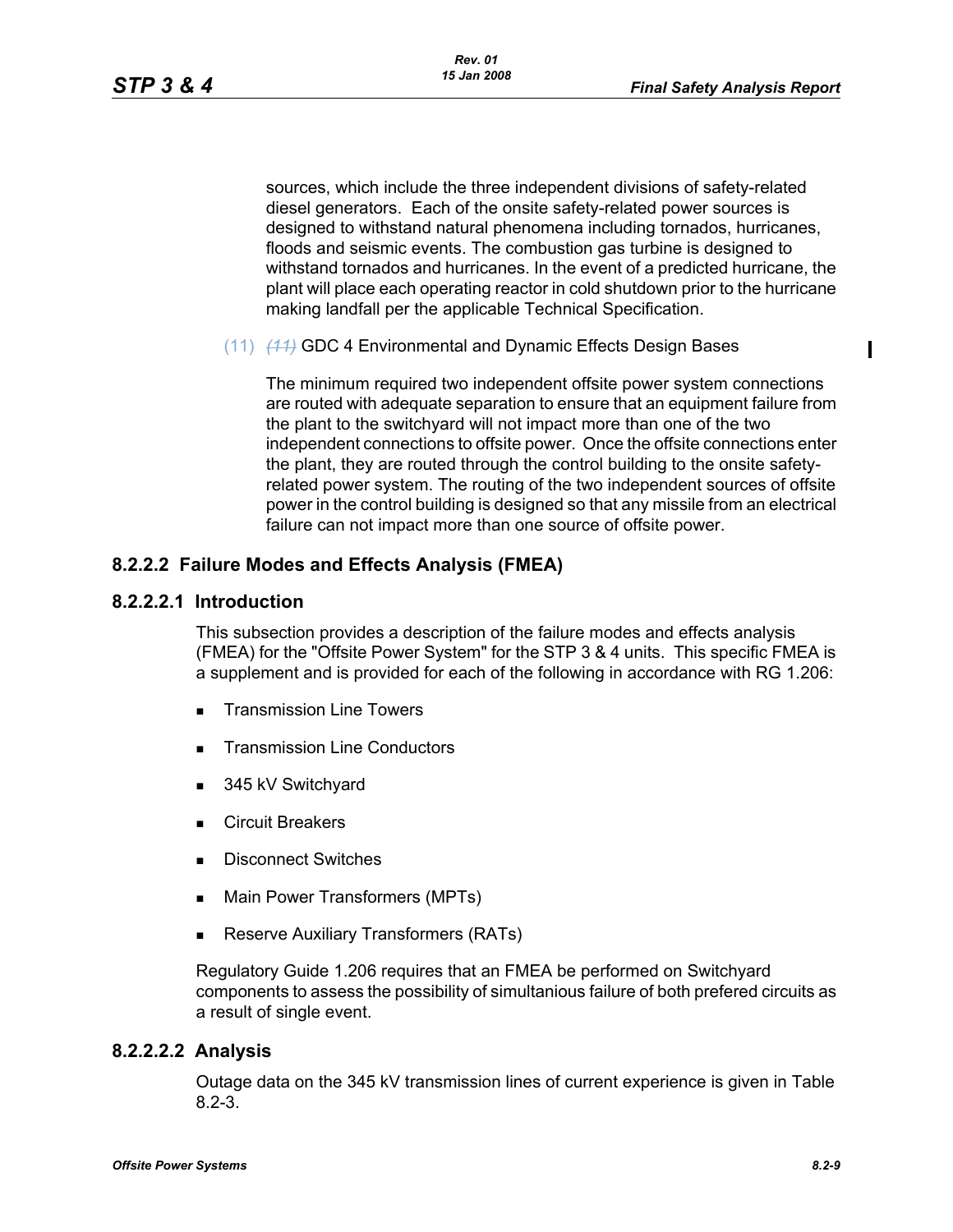sources, which include the three independent divisions of safety-related diesel generators. Each of the onsite safety-related power sources is designed to withstand natural phenomena including tornados, hurricanes, floods and seismic events. The combustion gas turbine is designed to withstand tornados and hurricanes. In the event of a predicted hurricane, the plant will place each operating reactor in cold shutdown prior to the hurricane making landfall per the applicable Technical Specification.

(11) ~~(11)~~ GDC 4 Environmental and Dynamic Effects Design Bases

The minimum required two independent offsite power system connections are routed with adequate separation to ensure that an equipment failure from the plant to the switchyard will not impact more than one of the two independent connections to offsite power. Once the offsite connections enter the plant, they are routed through the control building to the onsite safety-related power system. The routing of the two independent sources of offsite power in the control building is designed so that any missile from an electrical failure can not impact more than one source of offsite power.

## 8.2.2.2 Failure Modes and Effects Analysis (FMEA)

### 8.2.2.2.1 Introduction

This subsection provides a description of the failure modes and effects analysis (FMEA) for the "Offsite Power System" for the STP 3 & 4 units. This specific FMEA is a supplement and is provided for each of the following in accordance with RG 1.206:

- Transmission Line Towers
- Transmission Line Conductors
- 345 kV Switchyard
- Circuit Breakers
- Disconnect Switches
- Main Power Transformers (MPTs)
- Reserve Auxiliary Transformers (RATs)

Regulatory Guide 1.206 requires that an FMEA be performed on Switchyard components to assess the possibility of simultanious failure of both prefered circuits as a result of single event.

### 8.2.2.2.2 Analysis

Outage data on the 345 kV transmission lines of current experience is given in Table 8.2-3.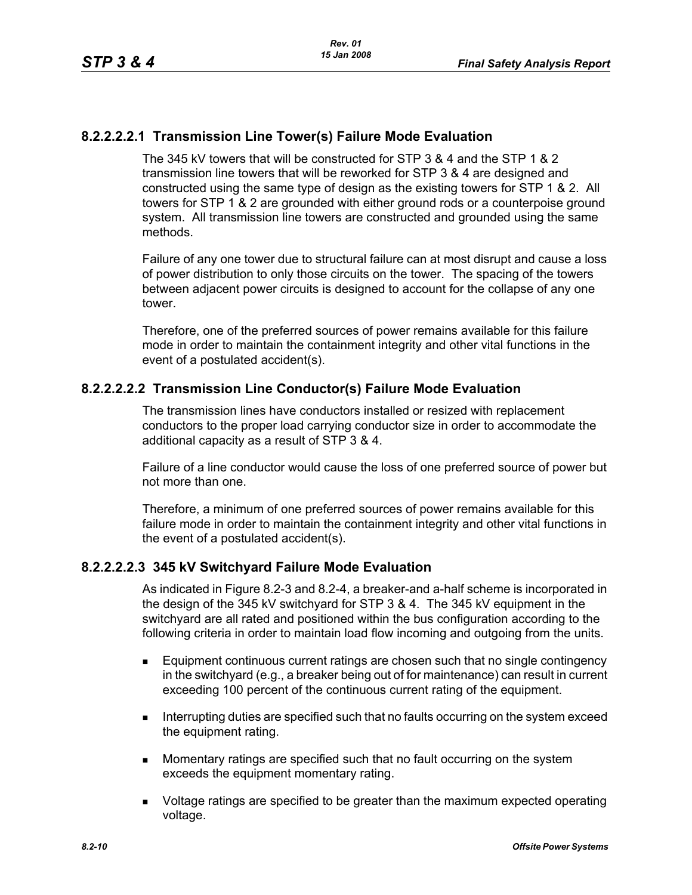#### 8.2.2.2.2.1 Transmission Line Tower(s) Failure Mode Evaluation

The 345 kV towers that will be constructed for STP 3 & 4 and the STP 1 & 2 transmission line towers that will be reworked for STP 3 & 4 are designed and constructed using the same type of design as the existing towers for STP 1 & 2. All towers for STP 1 & 2 are grounded with either ground rods or a counterpoise ground system. All transmission line towers are constructed and grounded using the same methods.

Failure of any one tower due to structural failure can at most disrupt and cause a loss of power distribution to only those circuits on the tower. The spacing of the towers between adjacent power circuits is designed to account for the collapse of any one tower.

Therefore, one of the preferred sources of power remains available for this failure mode in order to maintain the containment integrity and other vital functions in the event of a postulated accident(s).

#### 8.2.2.2.2.2 Transmission Line Conductor(s) Failure Mode Evaluation

The transmission lines have conductors installed or resized with replacement conductors to the proper load carrying conductor size in order to accommodate the additional capacity as a result of STP 3 & 4.

Failure of a line conductor would cause the loss of one preferred source of power but not more than one.

Therefore, a minimum of one preferred sources of power remains available for this failure mode in order to maintain the containment integrity and other vital functions in the event of a postulated accident(s).

#### 8.2.2.2.2.3 345 kV Switchyard Failure Mode Evaluation

As indicated in Figure 8.2-3 and 8.2-4, a breaker-and a-half scheme is incorporated in the design of the 345 kV switchyard for STP 3 & 4. The 345 kV equipment in the switchyard are all rated and positioned within the bus configuration according to the following criteria in order to maintain load flow incoming and outgoing from the units.

- Equipment continuous current ratings are chosen such that no single contingency in the switchyard (e.g., a breaker being out of for maintenance) can result in current exceeding 100 percent of the continuous current rating of the equipment.
- Interrupting duties are specified such that no faults occurring on the system exceed the equipment rating.
- Momentary ratings are specified such that no fault occurring on the system exceeds the equipment momentary rating.
- Voltage ratings are specified to be greater than the maximum expected operating voltage.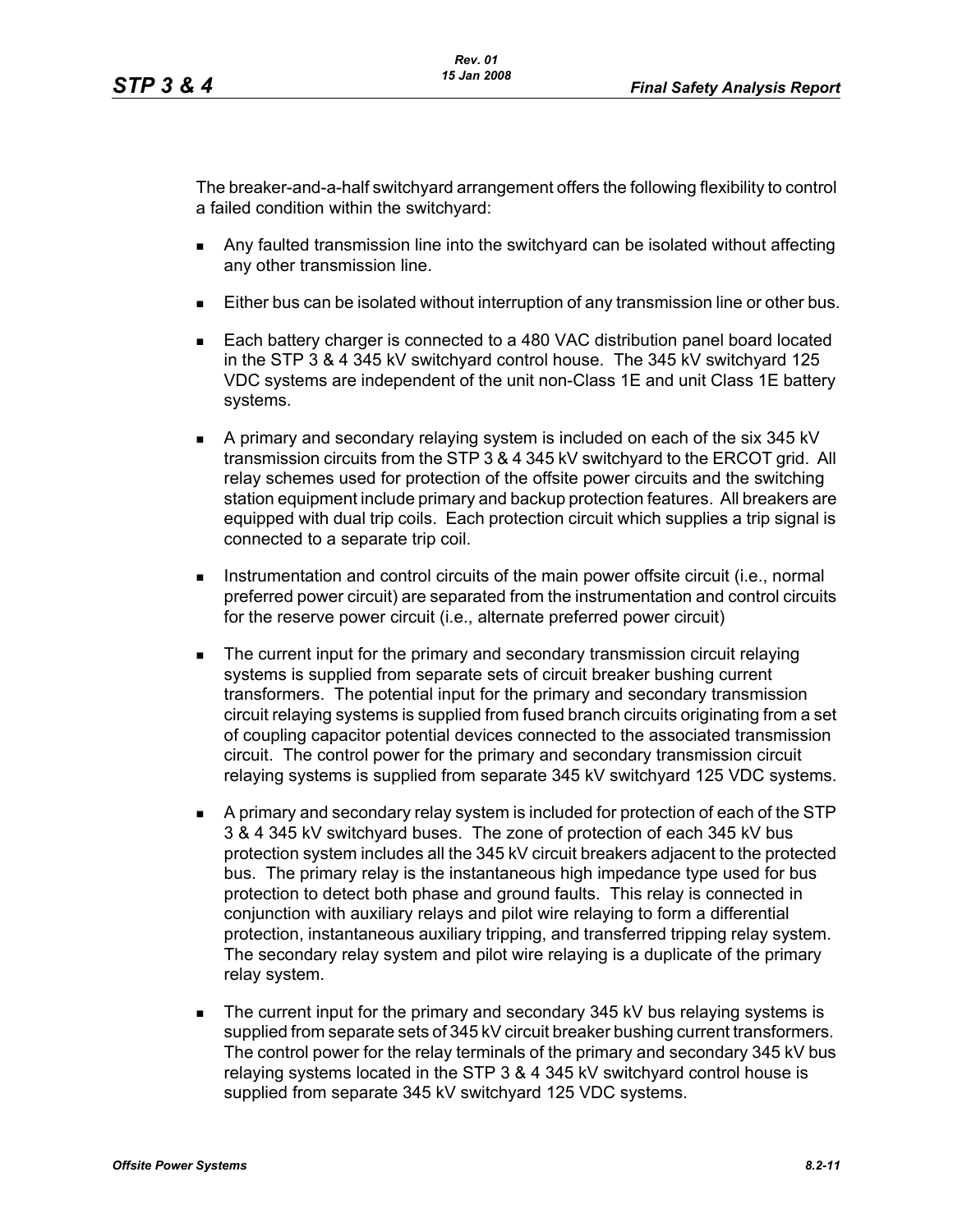The breaker-and-a-half switchyard arrangement offers the following flexibility to control a failed condition within the switchyard:

- Any faulted transmission line into the switchyard can be isolated without affecting any other transmission line.
- Either bus can be isolated without interruption of any transmission line or other bus.
- Each battery charger is connected to a 480 VAC distribution panel board located in the STP 3 & 4 345 kV switchyard control house. The 345 kV switchyard 125 VDC systems are independent of the unit non-Class 1E and unit Class 1E battery systems.
- A primary and secondary relaying system is included on each of the six 345 kV transmission circuits from the STP 3 & 4 345 kV switchyard to the ERCOT grid. All relay schemes used for protection of the offsite power circuits and the switching station equipment include primary and backup protection features. All breakers are equipped with dual trip coils. Each protection circuit which supplies a trip signal is connected to a separate trip coil.
- Instrumentation and control circuits of the main power offsite circuit (i.e., normal preferred power circuit) are separated from the instrumentation and control circuits for the reserve power circuit (i.e., alternate preferred power circuit)
- The current input for the primary and secondary transmission circuit relaying systems is supplied from separate sets of circuit breaker bushing current transformers. The potential input for the primary and secondary transmission circuit relaying systems is supplied from fused branch circuits originating from a set of coupling capacitor potential devices connected to the associated transmission circuit. The control power for the primary and secondary transmission circuit relaying systems is supplied from separate 345 kV switchyard 125 VDC systems.
- A primary and secondary relay system is included for protection of each of the STP 3 & 4 345 kV switchyard buses. The zone of protection of each 345 kV bus protection system includes all the 345 kV circuit breakers adjacent to the protected bus. The primary relay is the instantaneous high impedance type used for bus protection to detect both phase and ground faults. This relay is connected in conjunction with auxiliary relays and pilot wire relaying to form a differential protection, instantaneous auxiliary tripping, and transferred tripping relay system. The secondary relay system and pilot wire relaying is a duplicate of the primary relay system.
- The current input for the primary and secondary 345 kV bus relaying systems is supplied from separate sets of 345 kV circuit breaker bushing current transformers. The control power for the relay terminals of the primary and secondary 345 kV bus relaying systems located in the STP 3 & 4 345 kV switchyard control house is supplied from separate 345 kV switchyard 125 VDC systems.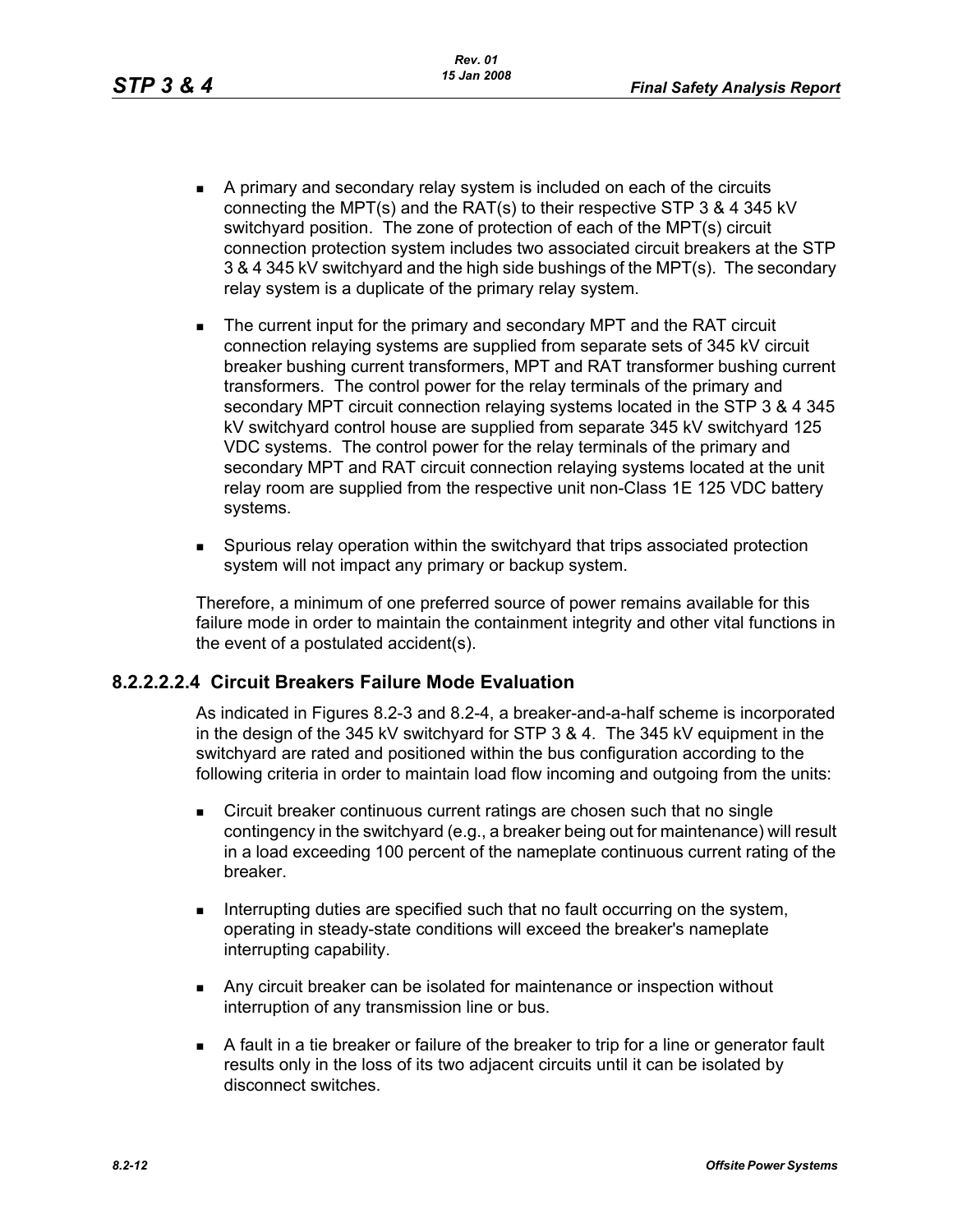- A primary and secondary relay system is included on each of the circuits connecting the MPT(s) and the RAT(s) to their respective STP 3 & 4 345 kV switchyard position. The zone of protection of each of the MPT(s) circuit connection protection system includes two associated circuit breakers at the STP 3 & 4 345 kV switchyard and the high side bushings of the MPT(s). The secondary relay system is a duplicate of the primary relay system.

- The current input for the primary and secondary MPT and the RAT circuit connection relaying systems are supplied from separate sets of 345 kV circuit breaker bushing current transformers, MPT and RAT transformer bushing current transformers. The control power for the relay terminals of the primary and secondary MPT circuit connection relaying systems located in the STP 3 & 4 345 kV switchyard control house are supplied from separate 345 kV switchyard 125 VDC systems. The control power for the relay terminals of the primary and secondary MPT and RAT circuit connection relaying systems located at the unit relay room are supplied from the respective unit non-Class 1E 125 VDC battery systems.

- Spurious relay operation within the switchyard that trips associated protection system will not impact any primary or backup system.

Therefore, a minimum of one preferred source of power remains available for this failure mode in order to maintain the containment integrity and other vital functions in the event of a postulated accident(s).

### 8.2.2.2.2.4 Circuit Breakers Failure Mode Evaluation

As indicated in Figures 8.2-3 and 8.2-4, a breaker-and-a-half scheme is incorporated in the design of the 345 kV switchyard for STP 3 & 4. The 345 kV equipment in the switchyard are rated and positioned within the bus configuration according to the following criteria in order to maintain load flow incoming and outgoing from the units:

- Circuit breaker continuous current ratings are chosen such that no single contingency in the switchyard (e.g., a breaker being out for maintenance) will result in a load exceeding 100 percent of the nameplate continuous current rating of the breaker.

- Interrupting duties are specified such that no fault occurring on the system, operating in steady-state conditions will exceed the breaker's nameplate interrupting capability.

- Any circuit breaker can be isolated for maintenance or inspection without interruption of any transmission line or bus.

- A fault in a tie breaker or failure of the breaker to trip for a line or generator fault results only in the loss of its two adjacent circuits until it can be isolated by disconnect switches.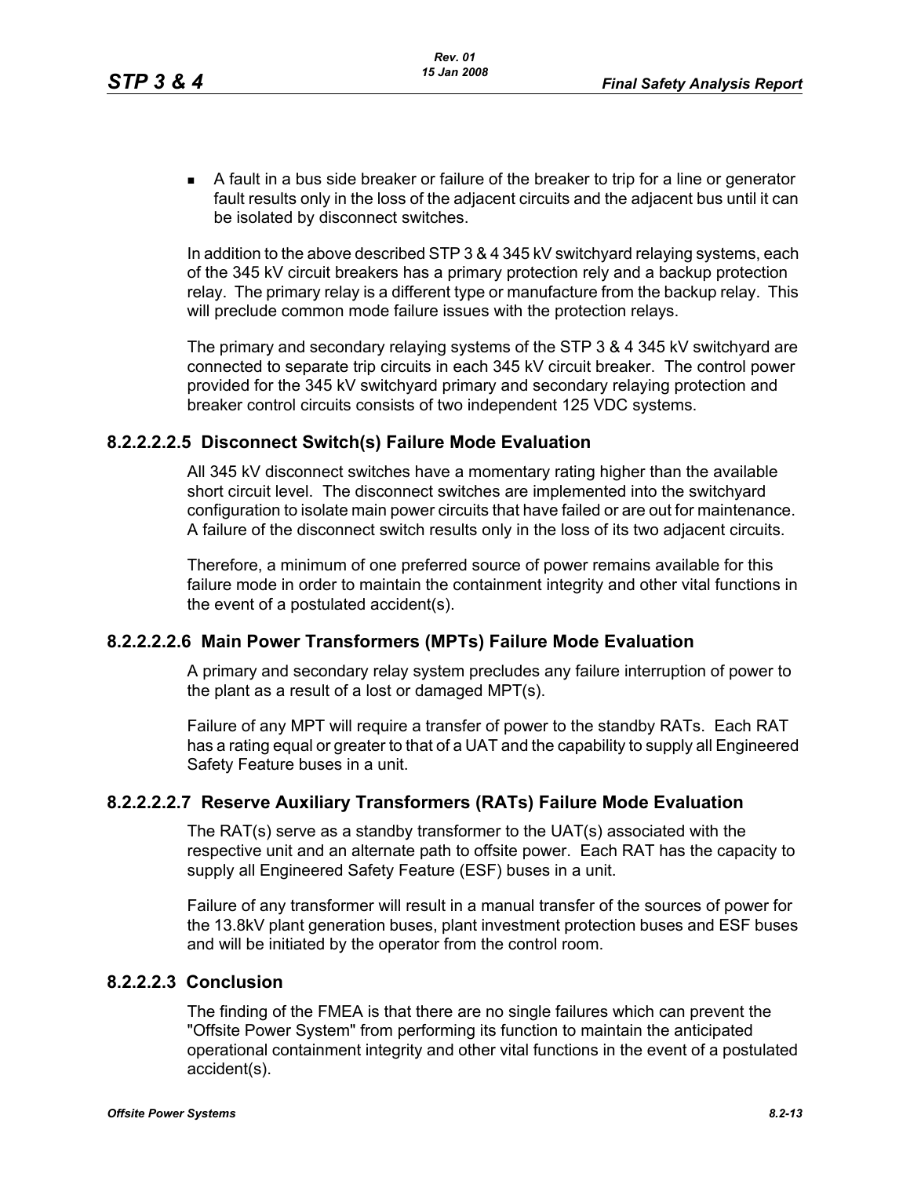- A fault in a bus side breaker or failure of the breaker to trip for a line or generator fault results only in the loss of the adjacent circuits and the adjacent bus until it can be isolated by disconnect switches.

In addition to the above described STP 3 & 4 345 kV switchyard relaying systems, each of the 345 kV circuit breakers has a primary protection rely and a backup protection relay. The primary relay is a different type or manufacture from the backup relay. This will preclude common mode failure issues with the protection relays.

The primary and secondary relaying systems of the STP 3 & 4 345 kV switchyard are connected to separate trip circuits in each 345 kV circuit breaker. The control power provided for the 345 kV switchyard primary and secondary relaying protection and breaker control circuits consists of two independent 125 VDC systems.

### 8.2.2.2.2.5 Disconnect Switch(s) Failure Mode Evaluation

All 345 kV disconnect switches have a momentary rating higher than the available short circuit level. The disconnect switches are implemented into the switchyard configuration to isolate main power circuits that have failed or are out for maintenance. A failure of the disconnect switch results only in the loss of its two adjacent circuits.

Therefore, a minimum of one preferred source of power remains available for this failure mode in order to maintain the containment integrity and other vital functions in the event of a postulated accident(s).

### 8.2.2.2.2.6 Main Power Transformers (MPTs) Failure Mode Evaluation

A primary and secondary relay system precludes any failure interruption of power to the plant as a result of a lost or damaged MPT(s).

Failure of any MPT will require a transfer of power to the standby RATs. Each RAT has a rating equal or greater to that of a UAT and the capability to supply all Engineered Safety Feature buses in a unit.

### 8.2.2.2.2.7 Reserve Auxiliary Transformers (RATs) Failure Mode Evaluation

The RAT(s) serve as a standby transformer to the UAT(s) associated with the respective unit and an alternate path to offsite power. Each RAT has the capacity to supply all Engineered Safety Feature (ESF) buses in a unit.

Failure of any transformer will result in a manual transfer of the sources of power for the 13.8kV plant generation buses, plant investment protection buses and ESF buses and will be initiated by the operator from the control room.

### 8.2.2.2.3 Conclusion

The finding of the FMEA is that there are no single failures which can prevent the "Offsite Power System" from performing its function to maintain the anticipated operational containment integrity and other vital functions in the event of a postulated accident(s).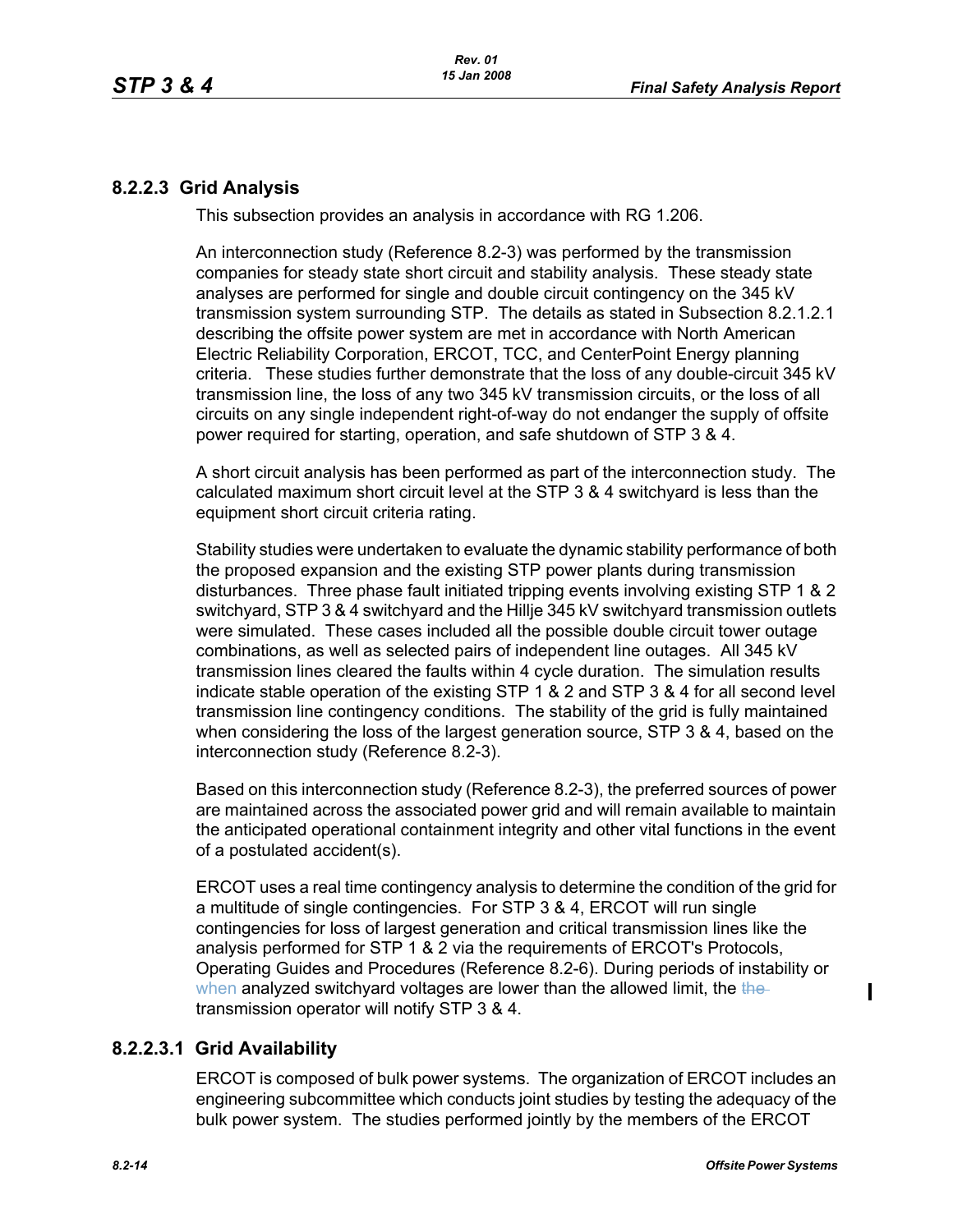### 8.2.2.3 Grid Analysis

This subsection provides an analysis in accordance with RG 1.206.

An interconnection study (Reference 8.2-3) was performed by the transmission companies for steady state short circuit and stability analysis. These steady state analyses are performed for single and double circuit contingency on the 345 kV transmission system surrounding STP. The details as stated in Subsection 8.2.1.2.1 describing the offsite power system are met in accordance with North American Electric Reliability Corporation, ERCOT, TCC, and CenterPoint Energy planning criteria. These studies further demonstrate that the loss of any double-circuit 345 kV transmission line, the loss of any two 345 kV transmission circuits, or the loss of all circuits on any single independent right-of-way do not endanger the supply of offsite power required for starting, operation, and safe shutdown of STP 3 & 4.

A short circuit analysis has been performed as part of the interconnection study. The calculated maximum short circuit level at the STP 3 & 4 switchyard is less than the equipment short circuit criteria rating.

Stability studies were undertaken to evaluate the dynamic stability performance of both the proposed expansion and the existing STP power plants during transmission disturbances. Three phase fault initiated tripping events involving existing STP 1 & 2 switchyard, STP 3 & 4 switchyard and the Hillje 345 kV switchyard transmission outlets were simulated. These cases included all the possible double circuit tower outage combinations, as well as selected pairs of independent line outages. All 345 kV transmission lines cleared the faults within 4 cycle duration. The simulation results indicate stable operation of the existing STP 1 & 2 and STP 3 & 4 for all second level transmission line contingency conditions. The stability of the grid is fully maintained when considering the loss of the largest generation source, STP 3 & 4, based on the interconnection study (Reference 8.2-3).

Based on this interconnection study (Reference 8.2-3), the preferred sources of power are maintained across the associated power grid and will remain available to maintain the anticipated operational containment integrity and other vital functions in the event of a postulated accident(s).

ERCOT uses a real time contingency analysis to determine the condition of the grid for a multitude of single contingencies. For STP 3 & 4, ERCOT will run single contingencies for loss of largest generation and critical transmission lines like the analysis performed for STP 1 & 2 via the requirements of ERCOT's Protocols, Operating Guides and Procedures (Reference 8.2-6). During periods of instability or when analyzed switchyard voltages are lower than the allowed limit, the transmission operator will notify STP 3 & 4.

#### 8.2.2.3.1 Grid Availability

ERCOT is composed of bulk power systems. The organization of ERCOT includes an engineering subcommittee which conducts joint studies by testing the adequacy of the bulk power system. The studies performed jointly by the members of the ERCOT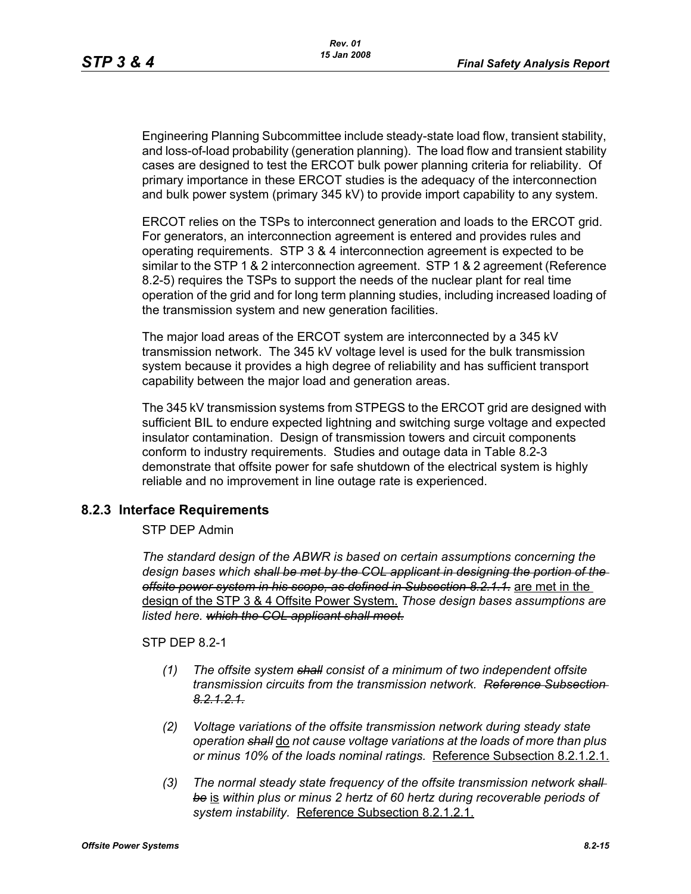Engineering Planning Subcommittee include steady-state load flow, transient stability, and loss-of-load probability (generation planning). The load flow and transient stability cases are designed to test the ERCOT bulk power planning criteria for reliability. Of primary importance in these ERCOT studies is the adequacy of the interconnection and bulk power system (primary 345 kV) to provide import capability to any system.

ERCOT relies on the TSPs to interconnect generation and loads to the ERCOT grid. For generators, an interconnection agreement is entered and provides rules and operating requirements. STP 3 & 4 interconnection agreement is expected to be similar to the STP 1 & 2 interconnection agreement. STP 1 & 2 agreement (Reference 8.2-5) requires the TSPs to support the needs of the nuclear plant for real time operation of the grid and for long term planning studies, including increased loading of the transmission system and new generation facilities.

The major load areas of the ERCOT system are interconnected by a 345 kV transmission network. The 345 kV voltage level is used for the bulk transmission system because it provides a high degree of reliability and has sufficient transport capability between the major load and generation areas.

The 345 kV transmission systems from STPEGS to the ERCOT grid are designed with sufficient BIL to endure expected lightning and switching surge voltage and expected insulator contamination. Design of transmission towers and circuit components conform to industry requirements. Studies and outage data in Table 8.2-3 demonstrate that offsite power for safe shutdown of the electrical system is highly reliable and no improvement in line outage rate is experienced.

## 8.2.3 Interface Requirements

STP DEP Admin

*The standard design of the ABWR is based on certain assumptions concerning the design bases which ~~shall be met by the COL applicant in designing the portion of the offsite power system in his scope, as defined in Subsection 8.2.1.1.~~* <u>are met in the design of the STP 3 & 4 Offsite Power System.</u> *Those design bases assumptions are listed here. ~~which the COL applicant shall meet.~~*

STP DEP 8.2-1

*(1) The offsite system ~~shall~~ consist of a minimum of two independent offsite transmission circuits from the transmission network. ~~Reference Subsection 8.2.1.2.1.~~*

*(2) Voltage variations of the offsite transmission network during steady state operation ~~shall~~* <u>do</u> *not cause voltage variations at the loads of more than plus or minus 10% of the loads nominal ratings.* <u>Reference Subsection 8.2.1.2.1.</u>

*(3) The normal steady state frequency of the offsite transmission network ~~shall be~~* <u>is</u> *within plus or minus 2 hertz of 60 hertz during recoverable periods of system instability.* <u>Reference Subsection 8.2.1.2.1.</u>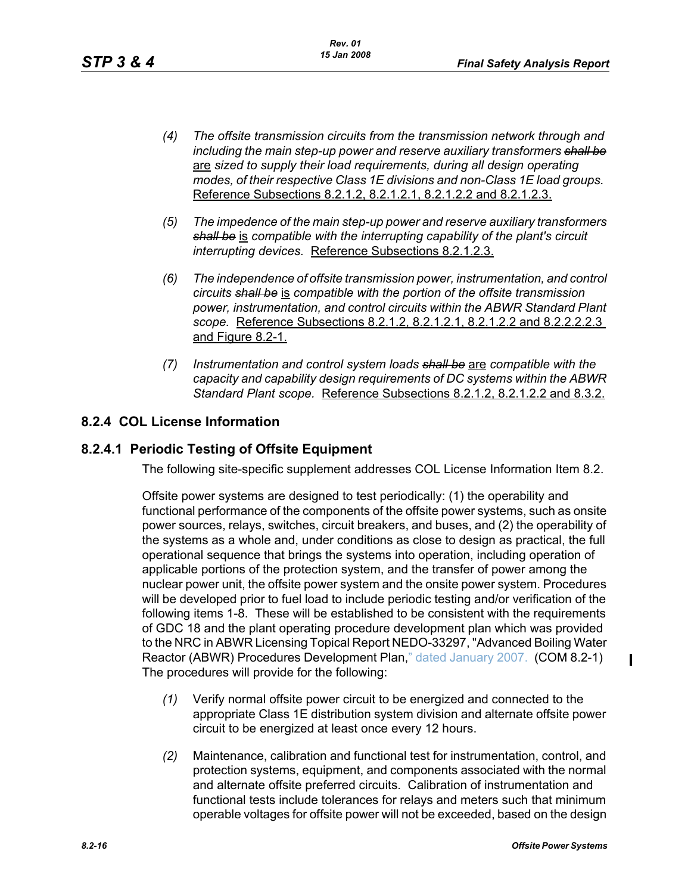*(4) The offsite transmission circuits from the transmission network through and including the main step-up power and reserve auxiliary transformers ~~shall be~~* are *sized to supply their load requirements, during all design operating modes, of their respective Class 1E divisions and non-Class 1E load groups.* Reference Subsections 8.2.1.2, 8.2.1.2.1, 8.2.1.2.2 and 8.2.1.2.3.

*(5) The impedence of the main step-up power and reserve auxiliary transformers ~~shall be~~* is *compatible with the interrupting capability of the plant's circuit interrupting devices.* Reference Subsections 8.2.1.2.3.

*(6) The independence of offsite transmission power, instrumentation, and control circuits ~~shall be~~* is *compatible with the portion of the offsite transmission power, instrumentation, and control circuits within the ABWR Standard Plant scope.* Reference Subsections 8.2.1.2, 8.2.1.2.1, 8.2.1.2.2 and 8.2.2.2.2.3 and Figure 8.2-1.

*(7) Instrumentation and control system loads ~~shall be~~* are *compatible with the capacity and capability design requirements of DC systems within the ABWR Standard Plant scope.* Reference Subsections 8.2.1.2, 8.2.1.2.2 and 8.3.2.

## 8.2.4 COL License Information

### 8.2.4.1 Periodic Testing of Offsite Equipment

The following site-specific supplement addresses COL License Information Item 8.2.

Offsite power systems are designed to test periodically: (1) the operability and functional performance of the components of the offsite power systems, such as onsite power sources, relays, switches, circuit breakers, and buses, and (2) the operability of the systems as a whole and, under conditions as close to design as practical, the full operational sequence that brings the systems into operation, including operation of applicable portions of the protection system, and the transfer of power among the nuclear power unit, the offsite power system and the onsite power system. Procedures will be developed prior to fuel load to include periodic testing and/or verification of the following items 1-8. These will be established to be consistent with the requirements of GDC 18 and the plant operating procedure development plan which was provided to the NRC in ABWR Licensing Topical Report NEDO-33297, "Advanced Boiling Water Reactor (ABWR) Procedures Development Plan," dated January 2007. (COM 8.2-1) The procedures will provide for the following:

*(1)* Verify normal offsite power circuit to be energized and connected to the appropriate Class 1E distribution system division and alternate offsite power circuit to be energized at least once every 12 hours.

*(2)* Maintenance, calibration and functional test for instrumentation, control, and protection systems, equipment, and components associated with the normal and alternate offsite preferred circuits. Calibration of instrumentation and functional tests include tolerances for relays and meters such that minimum operable voltages for offsite power will not be exceeded, based on the design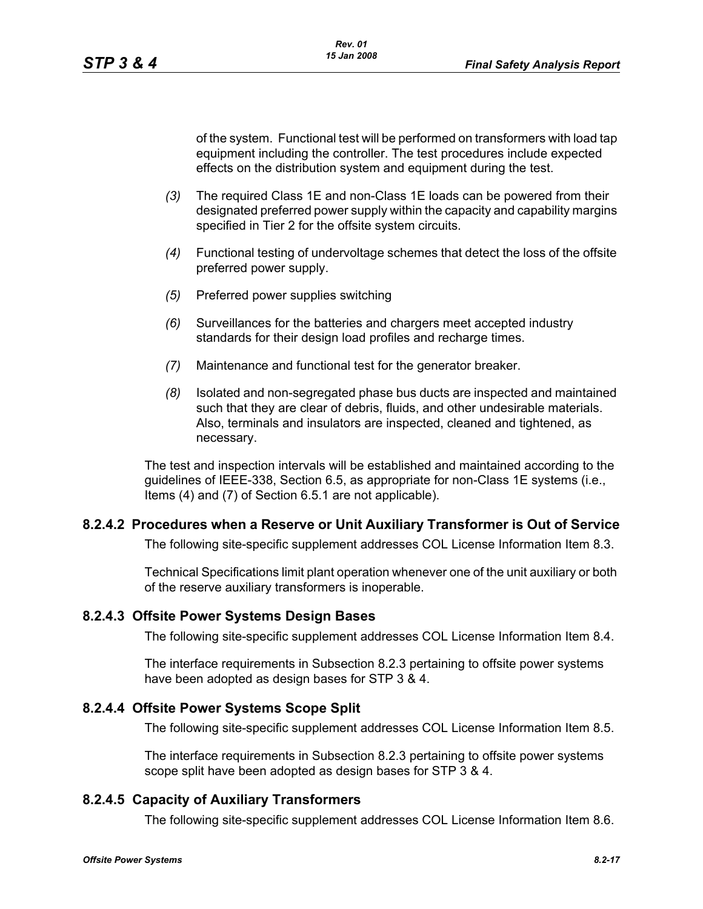of the system. Functional test will be performed on transformers with load tap equipment including the controller. The test procedures include expected effects on the distribution system and equipment during the test.

*(3)* The required Class 1E and non-Class 1E loads can be powered from their designated preferred power supply within the capacity and capability margins specified in Tier 2 for the offsite system circuits.

*(4)* Functional testing of undervoltage schemes that detect the loss of the offsite preferred power supply.

*(5)* Preferred power supplies switching

*(6)* Surveillances for the batteries and chargers meet accepted industry standards for their design load profiles and recharge times.

*(7)* Maintenance and functional test for the generator breaker.

*(8)* Isolated and non-segregated phase bus ducts are inspected and maintained such that they are clear of debris, fluids, and other undesirable materials. Also, terminals and insulators are inspected, cleaned and tightened, as necessary.

The test and inspection intervals will be established and maintained according to the guidelines of IEEE-338, Section 6.5, as appropriate for non-Class 1E systems (i.e., Items (4) and (7) of Section 6.5.1 are not applicable).

### 8.2.4.2 Procedures when a Reserve or Unit Auxiliary Transformer is Out of Service

The following site-specific supplement addresses COL License Information Item 8.3.

Technical Specifications limit plant operation whenever one of the unit auxiliary or both of the reserve auxiliary transformers is inoperable.

### 8.2.4.3 Offsite Power Systems Design Bases

The following site-specific supplement addresses COL License Information Item 8.4.

The interface requirements in Subsection 8.2.3 pertaining to offsite power systems have been adopted as design bases for STP 3 & 4.

### 8.2.4.4 Offsite Power Systems Scope Split

The following site-specific supplement addresses COL License Information Item 8.5.

The interface requirements in Subsection 8.2.3 pertaining to offsite power systems scope split have been adopted as design bases for STP 3 & 4.

### 8.2.4.5 Capacity of Auxiliary Transformers

The following site-specific supplement addresses COL License Information Item 8.6.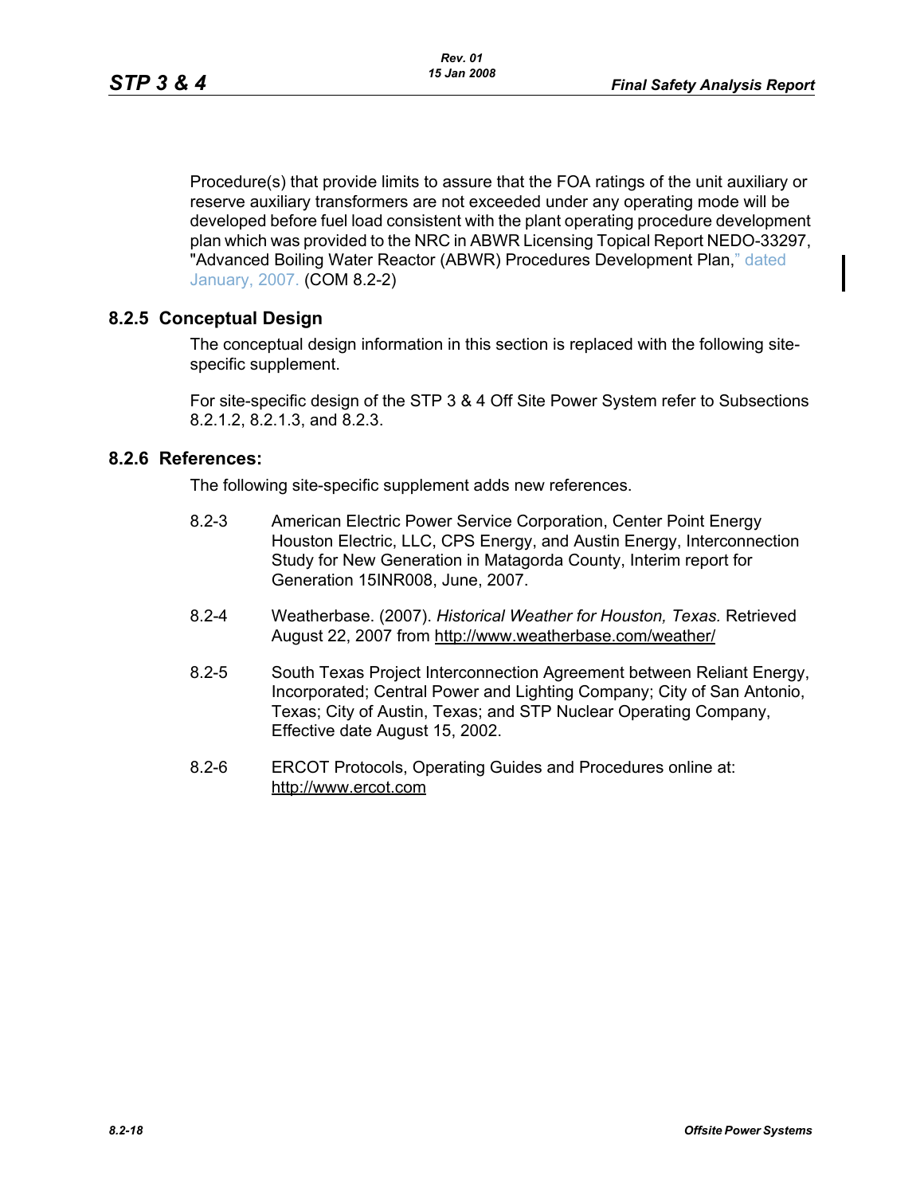Procedure(s) that provide limits to assure that the FOA ratings of the unit auxiliary or reserve auxiliary transformers are not exceeded under any operating mode will be developed before fuel load consistent with the plant operating procedure development plan which was provided to the NRC in ABWR Licensing Topical Report NEDO-33297, "Advanced Boiling Water Reactor (ABWR) Procedures Development Plan," dated January, 2007. (COM 8.2-2)

## 8.2.5 Conceptual Design

The conceptual design information in this section is replaced with the following site-specific supplement.

For site-specific design of the STP 3 & 4 Off Site Power System refer to Subsections 8.2.1.2, 8.2.1.3, and 8.2.3.

## 8.2.6 References:

The following site-specific supplement adds new references.

8.2-3 American Electric Power Service Corporation, Center Point Energy Houston Electric, LLC, CPS Energy, and Austin Energy, Interconnection Study for New Generation in Matagorda County, Interim report for Generation 15INR008, June, 2007.

8.2-4 Weatherbase. (2007). *Historical Weather for Houston, Texas.* Retrieved August 22, 2007 from http://www.weatherbase.com/weather/

8.2-5 South Texas Project Interconnection Agreement between Reliant Energy, Incorporated; Central Power and Lighting Company; City of San Antonio, Texas; City of Austin, Texas; and STP Nuclear Operating Company, Effective date August 15, 2002.

8.2-6 ERCOT Protocols, Operating Guides and Procedures online at: http://www.ercot.com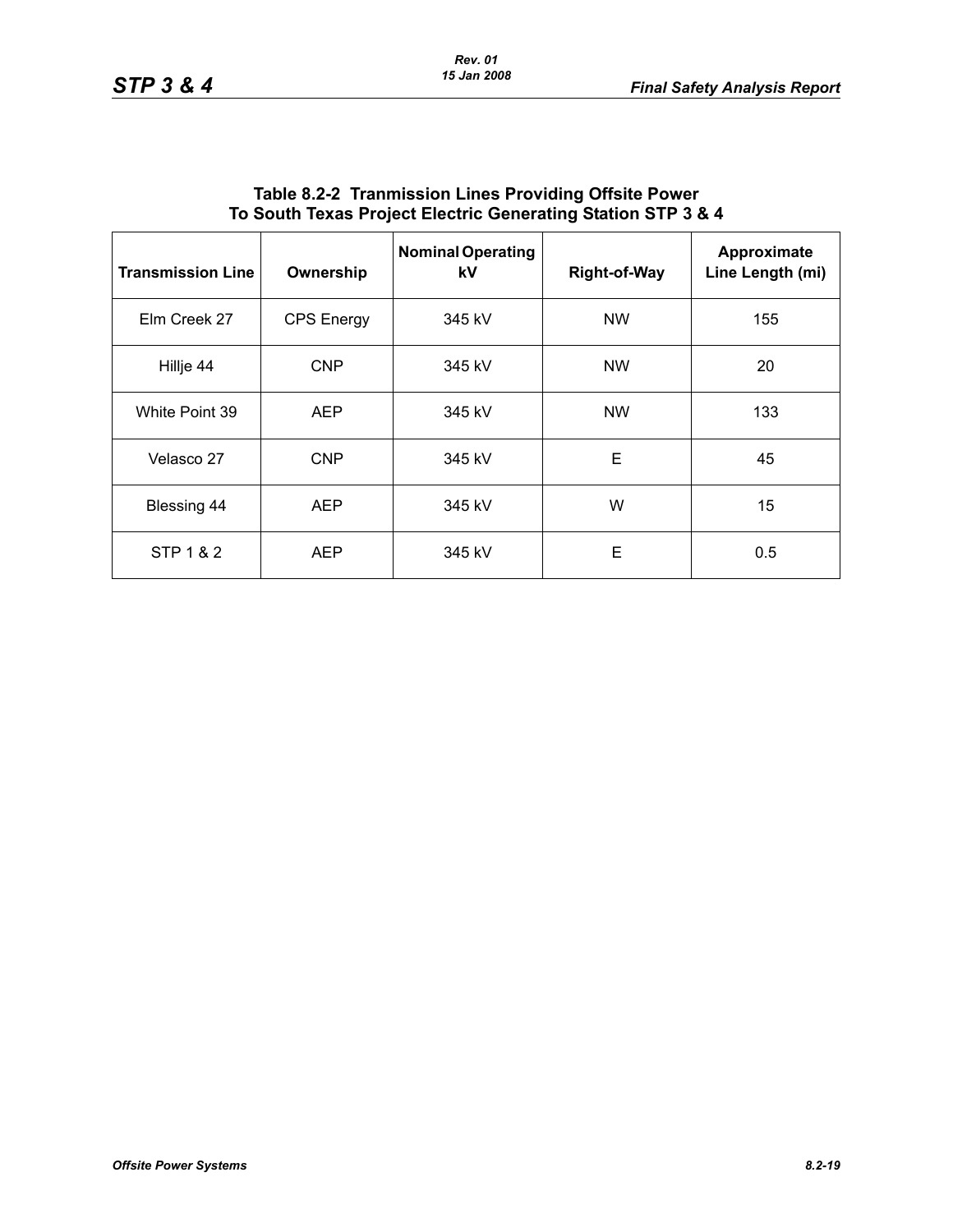**Table 8.2-2 Tranmission Lines Providing Offsite Power To South Texas Project Electric Generating Station STP 3 & 4**

| Transmission Line | Ownership | Nominal Operating kV | Right-of-Way | Approximate Line Length (mi) |
|---|---|---|---|---|
| Elm Creek 27 | CPS Energy | 345 kV | NW | 155 |
| Hillje 44 | CNP | 345 kV | NW | 20 |
| White Point 39 | AEP | 345 kV | NW | 133 |
| Velasco 27 | CNP | 345 kV | E | 45 |
| Blessing 44 | AEP | 345 kV | W | 15 |
| STP 1 & 2 | AEP | 345 kV | E | 0.5 |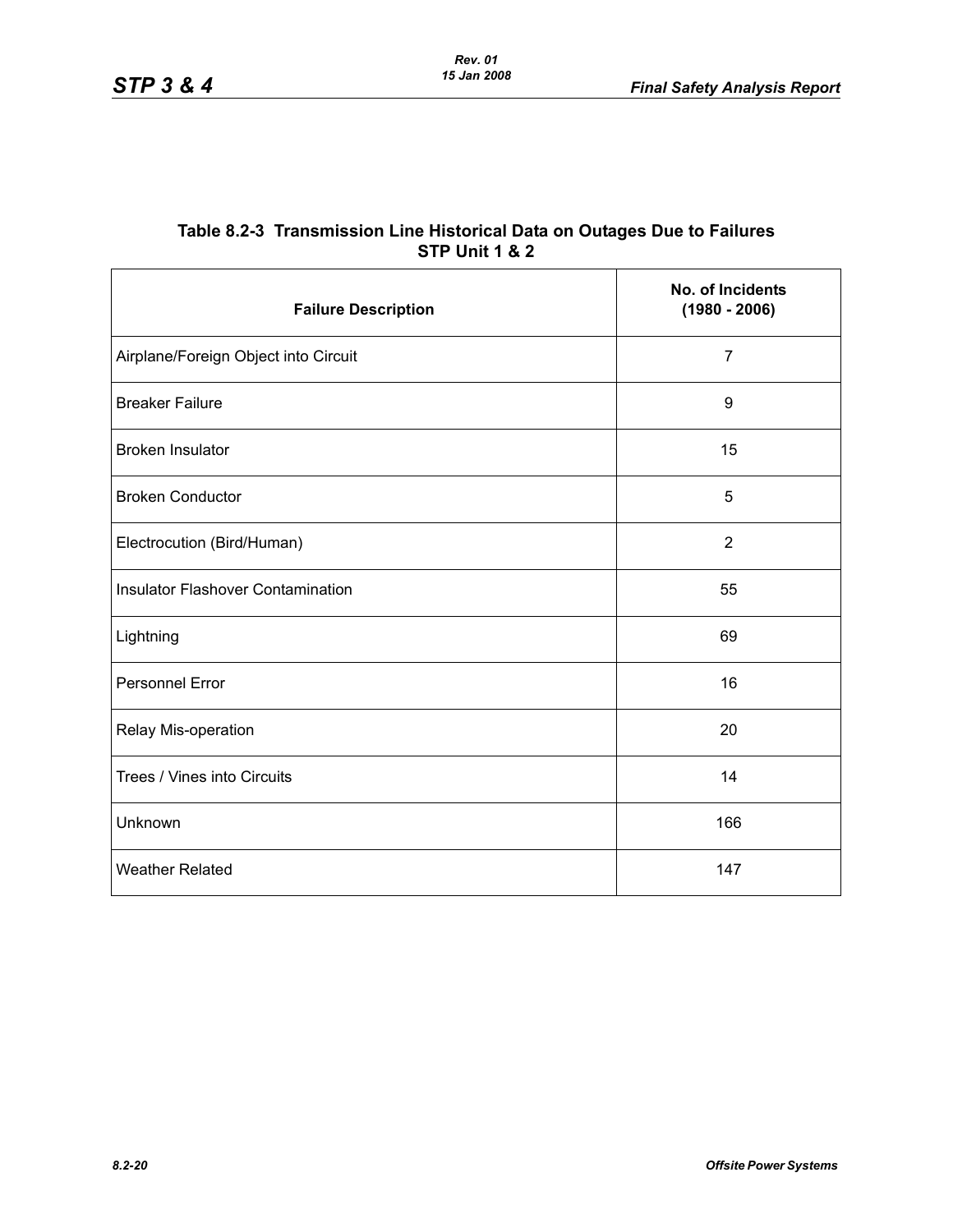**Table 8.2-3 Transmission Line Historical Data on Outages Due to Failures STP Unit 1 & 2**

| Failure Description | No. of Incidents (1980 - 2006) |
|---|---|
| Airplane/Foreign Object into Circuit | 7 |
| Breaker Failure | 9 |
| Broken Insulator | 15 |
| Broken Conductor | 5 |
| Electrocution (Bird/Human) | 2 |
| Insulator Flashover Contamination | 55 |
| Lightning | 69 |
| Personnel Error | 16 |
| Relay Mis-operation | 20 |
| Trees / Vines into Circuits | 14 |
| Unknown | 166 |
| Weather Related | 147 |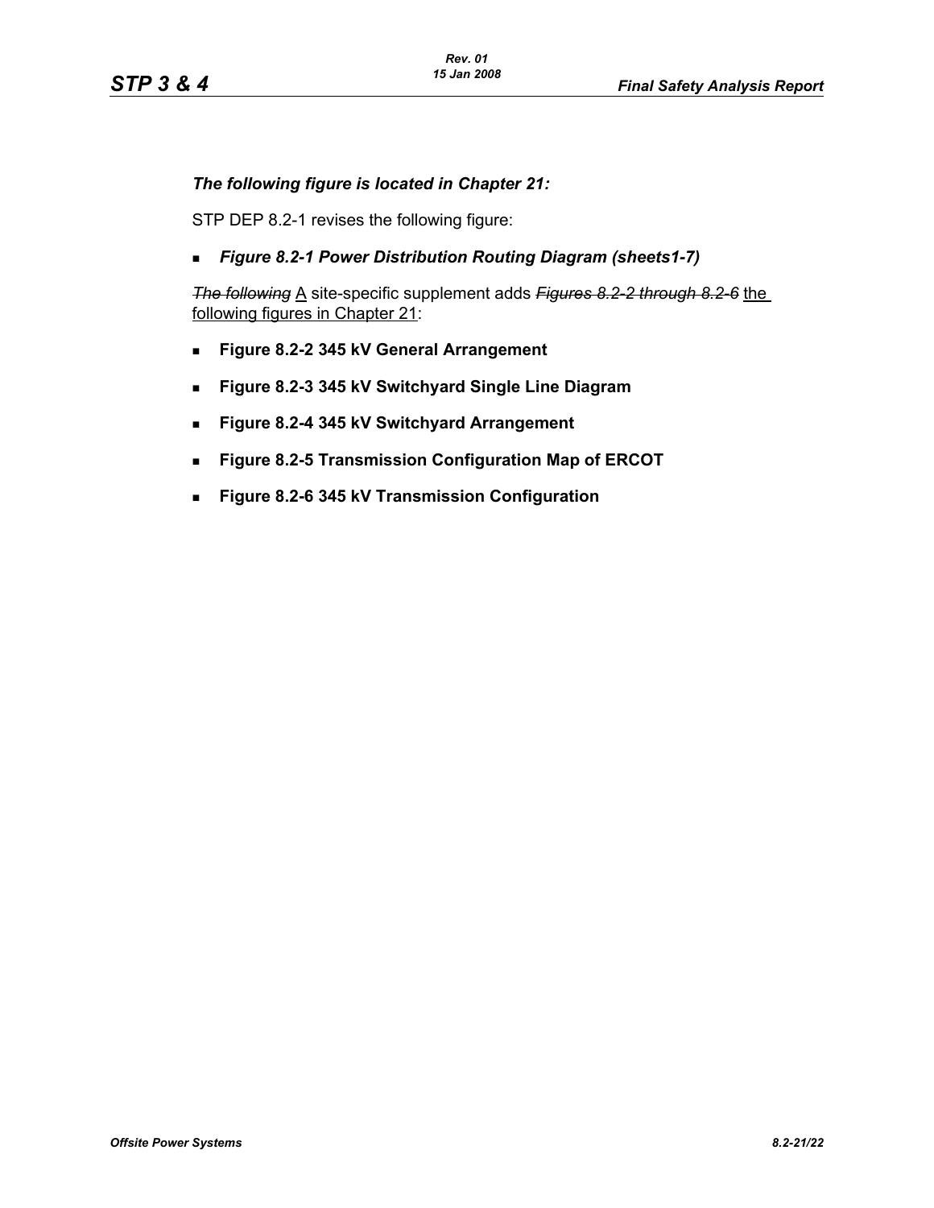***The following figure is located in Chapter 21:***

STP DEP 8.2-1 revises the following figure:

- ***Figure 8.2-1 Power Distribution Routing Diagram (sheets1-7)***

~~*The following*~~ <u>A</u> site-specific supplement adds ~~*Figures 8.2-2 through 8.2-6*~~ <u>the following figures in Chapter 21</u>:

- **Figure 8.2-2 345 kV General Arrangement**
- **Figure 8.2-3 345 kV Switchyard Single Line Diagram**
- **Figure 8.2-4 345 kV Switchyard Arrangement**
- **Figure 8.2-5 Transmission Configuration Map of ERCOT**
- **Figure 8.2-6 345 kV Transmission Configuration**